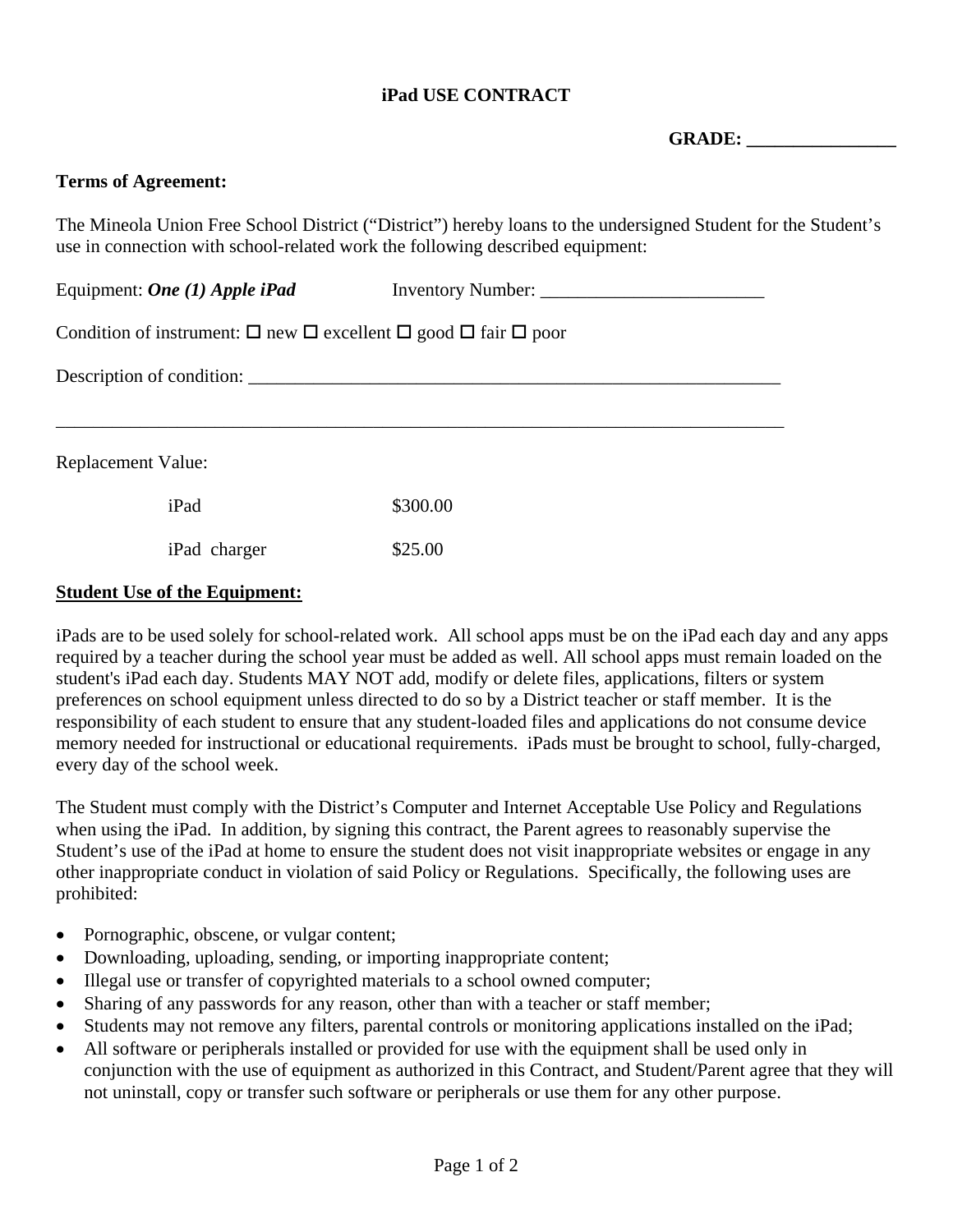# iPad USE CONTRACT

**GRADE: ________________**

**Terms of Agreement:**

The Mineola Union Free School District ("District") hereby loans to the undersigned Student for the Student's use in connection with school-related work the following described equipment:

Equipment: ***One (1) Apple iPad*** Inventory Number: ________________________

Condition of instrument: ☐ new ☐ excellent ☐ good ☐ fair ☐ poor

Description of condition: ____________________________________________________________

________________________________________________________________________________

Replacement Value:

| | |
|---|---|
| iPad | $300.00 |
| iPad charger | $25.00 |

**Student Use of the Equipment:**

iPads are to be used solely for school-related work. All school apps must be on the iPad each day and any apps required by a teacher during the school year must be added as well. All school apps must remain loaded on the student's iPad each day. Students MAY NOT add, modify or delete files, applications, filters or system preferences on school equipment unless directed to do so by a District teacher or staff member. It is the responsibility of each student to ensure that any student-loaded files and applications do not consume device memory needed for instructional or educational requirements. iPads must be brought to school, fully-charged, every day of the school week.

The Student must comply with the District's Computer and Internet Acceptable Use Policy and Regulations when using the iPad. In addition, by signing this contract, the Parent agrees to reasonably supervise the Student's use of the iPad at home to ensure the student does not visit inappropriate websites or engage in any other inappropriate conduct in violation of said Policy or Regulations. Specifically, the following uses are prohibited:

- Pornographic, obscene, or vulgar content;
- Downloading, uploading, sending, or importing inappropriate content;
- Illegal use or transfer of copyrighted materials to a school owned computer;
- Sharing of any passwords for any reason, other than with a teacher or staff member;
- Students may not remove any filters, parental controls or monitoring applications installed on the iPad;
- All software or peripherals installed or provided for use with the equipment shall be used only in conjunction with the use of equipment as authorized in this Contract, and Student/Parent agree that they will not uninstall, copy or transfer such software or peripherals or use them for any other purpose.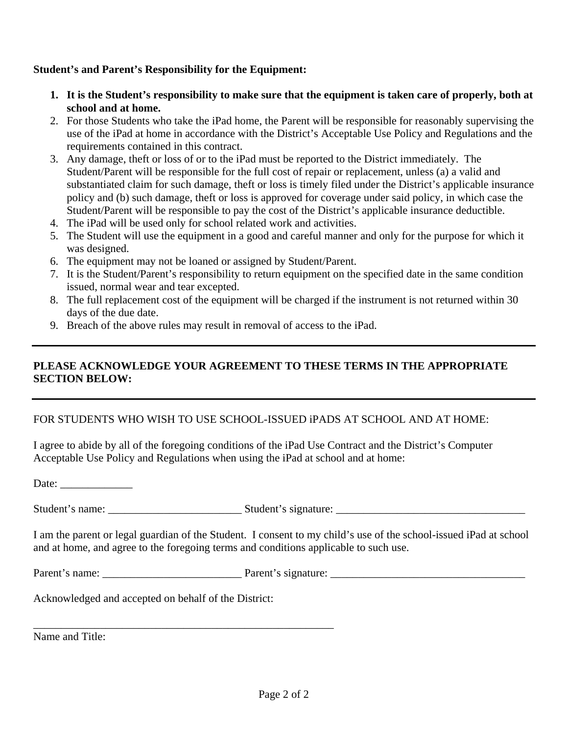**Student's and Parent's Responsibility for the Equipment:**

1. **It is the Student's responsibility to make sure that the equipment is taken care of properly, both at school and at home.**
2. For those Students who take the iPad home, the Parent will be responsible for reasonably supervising the use of the iPad at home in accordance with the District's Acceptable Use Policy and Regulations and the requirements contained in this contract.
3. Any damage, theft or loss of or to the iPad must be reported to the District immediately. The Student/Parent will be responsible for the full cost of repair or replacement, unless (a) a valid and substantiated claim for such damage, theft or loss is timely filed under the District's applicable insurance policy and (b) such damage, theft or loss is approved for coverage under said policy, in which case the Student/Parent will be responsible to pay the cost of the District's applicable insurance deductible.
4. The iPad will be used only for school related work and activities.
5. The Student will use the equipment in a good and careful manner and only for the purpose for which it was designed.
6. The equipment may not be loaned or assigned by Student/Parent.
7. It is the Student/Parent's responsibility to return equipment on the specified date in the same condition issued, normal wear and tear excepted.
8. The full replacement cost of the equipment will be charged if the instrument is not returned within 30 days of the due date.
9. Breach of the above rules may result in removal of access to the iPad.

---

**PLEASE ACKNOWLEDGE YOUR AGREEMENT TO THESE TERMS IN THE APPROPRIATE SECTION BELOW:**

---

FOR STUDENTS WHO WISH TO USE SCHOOL-ISSUED iPADS AT SCHOOL AND AT HOME:

I agree to abide by all of the foregoing conditions of the iPad Use Contract and the District's Computer Acceptable Use Policy and Regulations when using the iPad at school and at home:

Date: _____________

Student's name: ________________________ Student's signature: __________________________________

I am the parent or legal guardian of the Student. I consent to my child's use of the school-issued iPad at school and at home, and agree to the foregoing terms and conditions applicable to such use.

Parent's name: _________________________ Parent's signature: ___________________________________

Acknowledged and accepted on behalf of the District:

________________________________________________________

Name and Title: